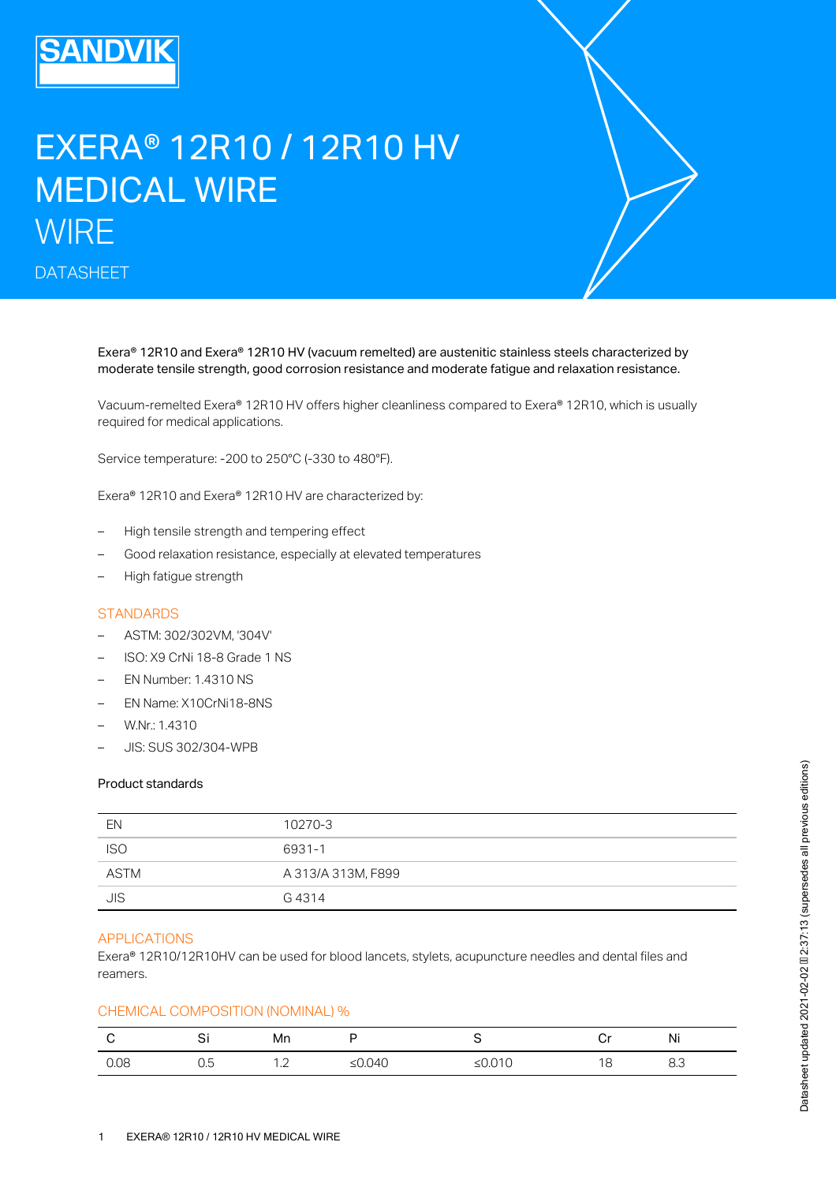SANDVIK

# EXERA® 12R10 / 12R10 HV MEDICAL WIRE

WIRE

DATASHEET

Exera® 12R10 and Exera® 12R10 HV (vacuum remelted) are austenitic stainless steels characterized by moderate tensile strength, good corrosion resistance and moderate fatigue and relaxation resistance.

Vacuum-remelted Exera® 12R10 HV offers higher cleanliness compared to Exera® 12R10, which is usually required for medical applications.

Service temperature: -200 to 250°C (-330 to 480°F).

Exera® 12R10 and Exera® 12R10 HV are characterized by:

- High tensile strength and tempering effect
- Good relaxation resistance, especially at elevated temperatures
- High fatigue strength

## STANDARDS

- ASTM: 302/302VM, '304V'
- ISO: X9 CrNi 18-8 Grade 1 NS
- EN Number: 1.4310 NS
- EN Name: X10CrNi18-8NS
- W.Nr.: 1.4310
- JIS: SUS 302/304-WPB

### Product standards

| | |
|---|---|
| EN | 10270-3 |
| ISO | 6931-1 |
| ASTM | A 313/A 313M, F899 |
| JIS | G 4314 |

## APPLICATIONS

Exera® 12R10/12R10HV can be used for blood lancets, stylets, acupuncture needles and dental files and reamers.

## CHEMICAL COMPOSITION (NOMINAL) %

| C | Si | Mn | P | S | Cr | Ni |
|---|---|---|---|---|---|---|
| 0.08 | 0.5 | 1.2 | ≤0.040 | ≤0.010 | 18 | 8.3 |

Datasheet updated 2021-02-02 2:37:13 (supersedes all previous editions)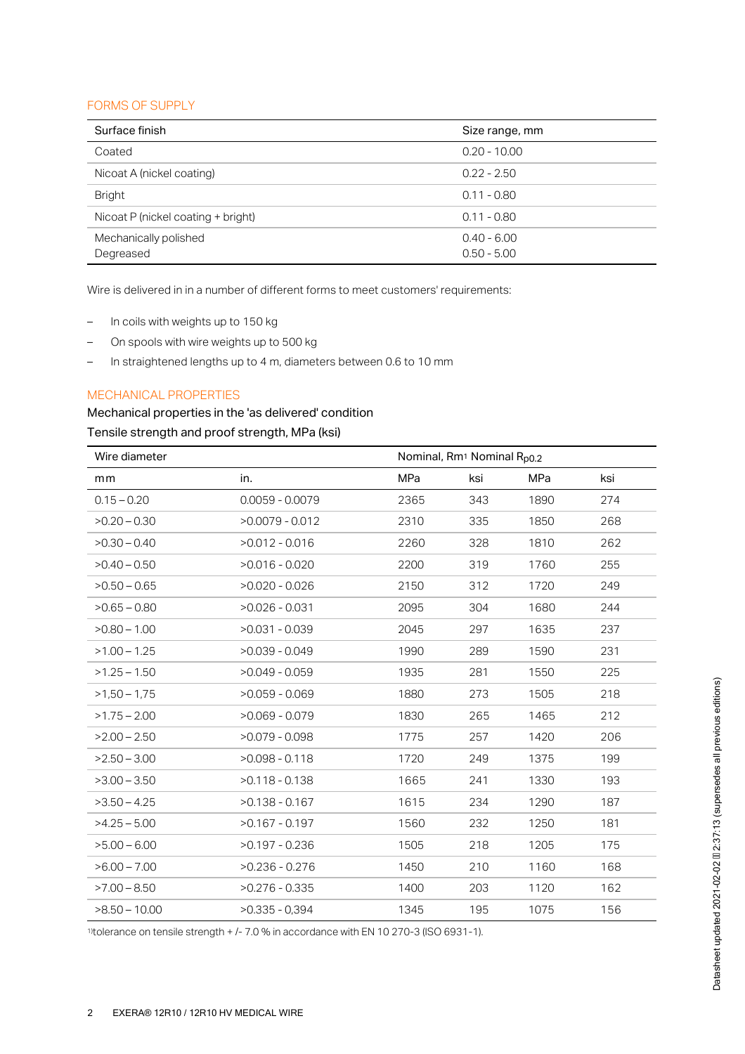## FORMS OF SUPPLY

| Surface finish | Size range, mm |
|---|---|
| Coated | 0.20 - 10.00 |
| Nicoat A (nickel coating) | 0.22 - 2.50 |
| Bright | 0.11 - 0.80 |
| Nicoat P (nickel coating + bright) | 0.11 - 0.80 |
| Mechanically polished<br>Degreased | 0.40 - 6.00<br>0.50 - 5.00 |

Wire is delivered in in a number of different forms to meet customers' requirements:

- In coils with weights up to 150 kg
- On spools with wire weights up to 500 kg
- In straightened lengths up to 4 m, diameters between 0.6 to 10 mm

## MECHANICAL PROPERTIES

Mechanical properties in the 'as delivered' condition

Tensile strength and proof strength, MPa (ksi)

| Wire diameter | | Nominal, Rm[1] | | Nominal $R_{p0.2}$ | |
|---|---|---|---|---|---|
| mm | in. | MPa | ksi | MPa | ksi |
| 0.15 – 0.20 | 0.0059 - 0.0079 | 2365 | 343 | 1890 | 274 |
| >0.20 – 0.30 | >0.0079 - 0.012 | 2310 | 335 | 1850 | 268 |
| >0.30 – 0.40 | >0.012 - 0.016 | 2260 | 328 | 1810 | 262 |
| >0.40 – 0.50 | >0.016 - 0.020 | 2200 | 319 | 1760 | 255 |
| >0.50 – 0.65 | >0.020 - 0.026 | 2150 | 312 | 1720 | 249 |
| >0.65 – 0.80 | >0.026 - 0.031 | 2095 | 304 | 1680 | 244 |
| >0.80 – 1.00 | >0.031 - 0.039 | 2045 | 297 | 1635 | 237 |
| >1.00 – 1.25 | >0.039 - 0.049 | 1990 | 289 | 1590 | 231 |
| >1.25 – 1.50 | >0.049 - 0.059 | 1935 | 281 | 1550 | 225 |
| >1,50 – 1,75 | >0.059 - 0.069 | 1880 | 273 | 1505 | 218 |
| >1.75 – 2.00 | >0.069 - 0.079 | 1830 | 265 | 1465 | 212 |
| >2.00 – 2.50 | >0.079 - 0.098 | 1775 | 257 | 1420 | 206 |
| >2.50 – 3.00 | >0.098 - 0.118 | 1720 | 249 | 1375 | 199 |
| >3.00 – 3.50 | >0.118 - 0.138 | 1665 | 241 | 1330 | 193 |
| >3.50 – 4.25 | >0.138 - 0.167 | 1615 | 234 | 1290 | 187 |
| >4.25 – 5.00 | >0.167 - 0.197 | 1560 | 232 | 1250 | 181 |
| >5.00 – 6.00 | >0.197 - 0.236 | 1505 | 218 | 1205 | 175 |
| >6.00 – 7.00 | >0.236 - 0.276 | 1450 | 210 | 1160 | 168 |
| >7.00 – 8.50 | >0.276 - 0.335 | 1400 | 203 | 1120 | 162 |
| >8.50 – 10.00 | >0.335 - 0,394 | 1345 | 195 | 1075 | 156 |

[1] tolerance on tensile strength + /- 7.0 % in accordance with EN 10 270-3 (ISO 6931-1).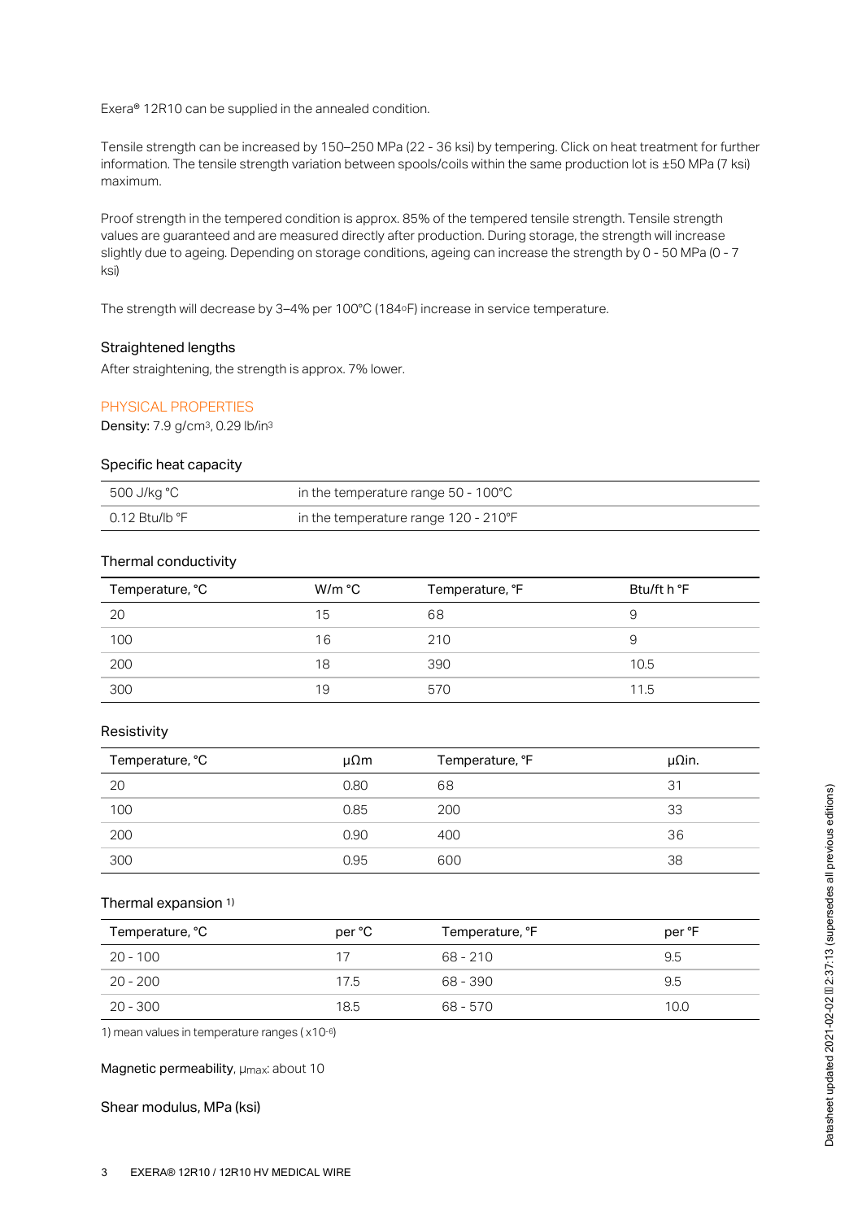Exera® 12R10 can be supplied in the annealed condition.

Tensile strength can be increased by 150–250 MPa (22 - 36 ksi) by tempering. Click on heat treatment for further information. The tensile strength variation between spools/coils within the same production lot is ±50 MPa (7 ksi) maximum.

Proof strength in the tempered condition is approx. 85% of the tempered tensile strength. Tensile strength values are guaranteed and are measured directly after production. During storage, the strength will increase slightly due to ageing. Depending on storage conditions, ageing can increase the strength by 0 - 50 MPa (0 - 7 ksi)

The strength will decrease by 3–4% per 100°C (184°F) increase in service temperature.

### Straightened lengths

After straightening, the strength is approx. 7% lower.

## PHYSICAL PROPERTIES

**Density:** 7.9 g/cm$^3$, 0.29 lb/in$^3$

### Specific heat capacity

| | |
|---|---|
| 500 J/kg °C | in the temperature range 50 - 100°C |
| 0.12 Btu/lb °F | in the temperature range 120 - 210°F |

### Thermal conductivity

| Temperature, °C | W/m °C | Temperature, °F | Btu/ft h °F |
|---|---|---|---|
| 20 | 15 | 68 | 9 |
| 100 | 16 | 210 | 9 |
| 200 | 18 | 390 | 10.5 |
| 300 | 19 | 570 | 11.5 |

### Resistivity

| Temperature, °C | μΩm | Temperature, °F | μΩin. |
|---|---|---|---|
| 20 | 0.80 | 68 | 31 |
| 100 | 0.85 | 200 | 33 |
| 200 | 0.90 | 400 | 36 |
| 300 | 0.95 | 600 | 38 |

### Thermal expansion [1)]

| Temperature, °C | per °C | Temperature, °F | per °F |
|---|---|---|---|
| 20 - 100 | 17 | 68 - 210 | 9.5 |
| 20 - 200 | 17.5 | 68 - 390 | 9.5 |
| 20 - 300 | 18.5 | 68 - 570 | 10.0 |

1) mean values in temperature ranges ( x10$^{-6}$)

**Magnetic permeability**, $\mu_{max}$: about 10

### Shear modulus, MPa (ksi)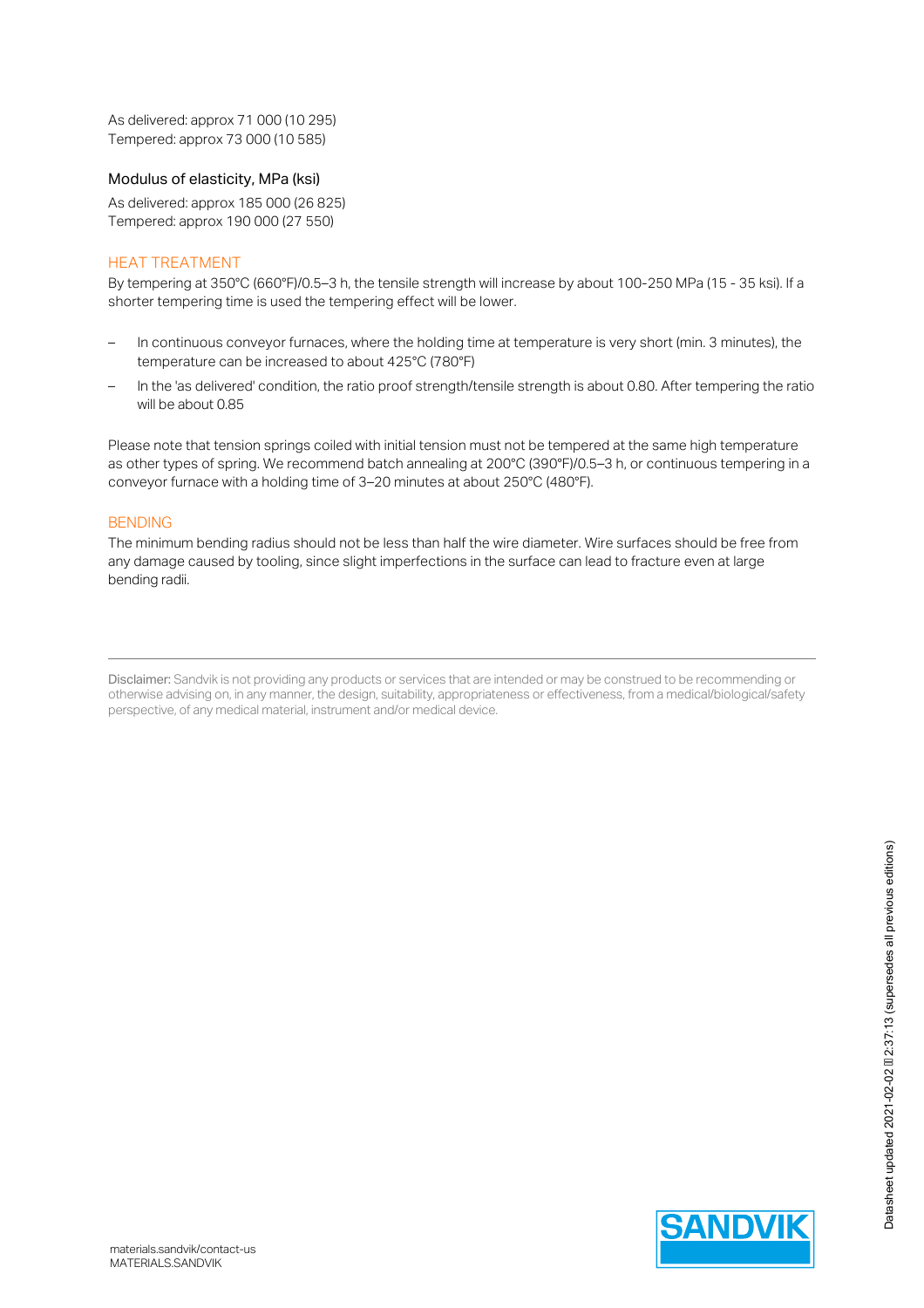As delivered: approx 71 000 (10 295)
Tempered: approx 73 000 (10 585)

### Modulus of elasticity, MPa (ksi)

As delivered: approx 185 000 (26 825)
Tempered: approx 190 000 (27 550)

## HEAT TREATMENT

By tempering at 350°C (660°F)/0.5–3 h, the tensile strength will increase by about 100-250 MPa (15 - 35 ksi). If a shorter tempering time is used the tempering effect will be lower.

- In continuous conveyor furnaces, where the holding time at temperature is very short (min. 3 minutes), the temperature can be increased to about 425°C (780°F)
- In the 'as delivered' condition, the ratio proof strength/tensile strength is about 0.80. After tempering the ratio will be about 0.85

Please note that tension springs coiled with initial tension must not be tempered at the same high temperature as other types of spring. We recommend batch annealing at 200°C (390°F)/0.5–3 h, or continuous tempering in a conveyor furnace with a holding time of 3–20 minutes at about 250°C (480°F).

## BENDING

The minimum bending radius should not be less than half the wire diameter. Wire surfaces should be free from any damage caused by tooling, since slight imperfections in the surface can lead to fracture even at large bending radii.

---

**Disclaimer:** Sandvik is not providing any products or services that are intended or may be construed to be recommending or otherwise advising on, in any manner, the design, suitability, appropriateness or effectiveness, from a medical/biological/safety perspective, of any medical material, instrument and/or medical device.